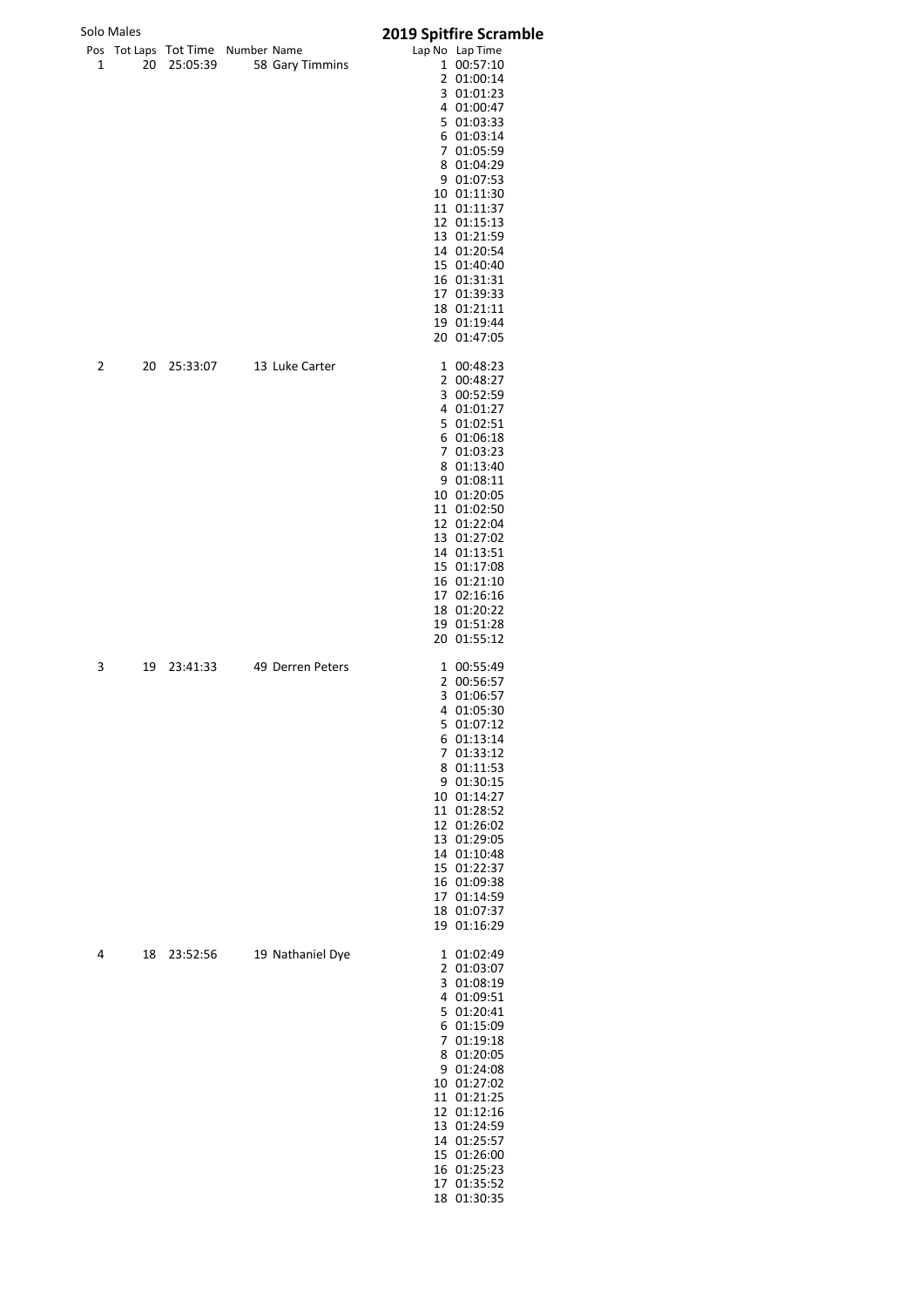Solo Males

## 2019 Spitfire Scramble

| Pos | Tot Laps | Tot Time | Number | Name | Lap No | Lap Time |
|---|---|---|---|---|---|---|
| 1 | 20 | 25:05:39 | 58 | Gary Timmins | 1 | 00:57:10 |
| | | | | | 2 | 01:00:14 |
| | | | | | 3 | 01:01:23 |
| | | | | | 4 | 01:00:47 |
| | | | | | 5 | 01:03:33 |
| | | | | | 6 | 01:03:14 |
| | | | | | 7 | 01:05:59 |
| | | | | | 8 | 01:04:29 |
| | | | | | 9 | 01:07:53 |
| | | | | | 10 | 01:11:30 |
| | | | | | 11 | 01:11:37 |
| | | | | | 12 | 01:15:13 |
| | | | | | 13 | 01:21:59 |
| | | | | | 14 | 01:20:54 |
| | | | | | 15 | 01:40:40 |
| | | | | | 16 | 01:31:31 |
| | | | | | 17 | 01:39:33 |
| | | | | | 18 | 01:21:11 |
| | | | | | 19 | 01:19:44 |
| | | | | | 20 | 01:47:05 |
| 2 | 20 | 25:33:07 | 13 | Luke Carter | 1 | 00:48:23 |
| | | | | | 2 | 00:48:27 |
| | | | | | 3 | 00:52:59 |
| | | | | | 4 | 01:01:27 |
| | | | | | 5 | 01:02:51 |
| | | | | | 6 | 01:06:18 |
| | | | | | 7 | 01:03:23 |
| | | | | | 8 | 01:13:40 |
| | | | | | 9 | 01:08:11 |
| | | | | | 10 | 01:20:05 |
| | | | | | 11 | 01:02:50 |
| | | | | | 12 | 01:22:04 |
| | | | | | 13 | 01:27:02 |
| | | | | | 14 | 01:13:51 |
| | | | | | 15 | 01:17:08 |
| | | | | | 16 | 01:21:10 |
| | | | | | 17 | 02:16:16 |
| | | | | | 18 | 01:20:22 |
| | | | | | 19 | 01:51:28 |
| | | | | | 20 | 01:55:12 |
| 3 | 19 | 23:41:33 | 49 | Derren Peters | 1 | 00:55:49 |
| | | | | | 2 | 00:56:57 |
| | | | | | 3 | 01:06:57 |
| | | | | | 4 | 01:05:30 |
| | | | | | 5 | 01:07:12 |
| | | | | | 6 | 01:13:14 |
| | | | | | 7 | 01:33:12 |
| | | | | | 8 | 01:11:53 |
| | | | | | 9 | 01:30:15 |
| | | | | | 10 | 01:14:27 |
| | | | | | 11 | 01:28:52 |
| | | | | | 12 | 01:26:02 |
| | | | | | 13 | 01:29:05 |
| | | | | | 14 | 01:10:48 |
| | | | | | 15 | 01:22:37 |
| | | | | | 16 | 01:09:38 |
| | | | | | 17 | 01:14:59 |
| | | | | | 18 | 01:07:37 |
| | | | | | 19 | 01:16:29 |
| 4 | 18 | 23:52:56 | 19 | Nathaniel Dye | 1 | 01:02:49 |
| | | | | | 2 | 01:03:07 |
| | | | | | 3 | 01:08:19 |
| | | | | | 4 | 01:09:51 |
| | | | | | 5 | 01:20:41 |
| | | | | | 6 | 01:15:09 |
| | | | | | 7 | 01:19:18 |
| | | | | | 8 | 01:20:05 |
| | | | | | 9 | 01:24:08 |
| | | | | | 10 | 01:27:02 |
| | | | | | 11 | 01:21:25 |
| | | | | | 12 | 01:12:16 |
| | | | | | 13 | 01:24:59 |
| | | | | | 14 | 01:25:57 |
| | | | | | 15 | 01:26:00 |
| | | | | | 16 | 01:25:23 |
| | | | | | 17 | 01:35:52 |
| | | | | | 18 | 01:30:35 |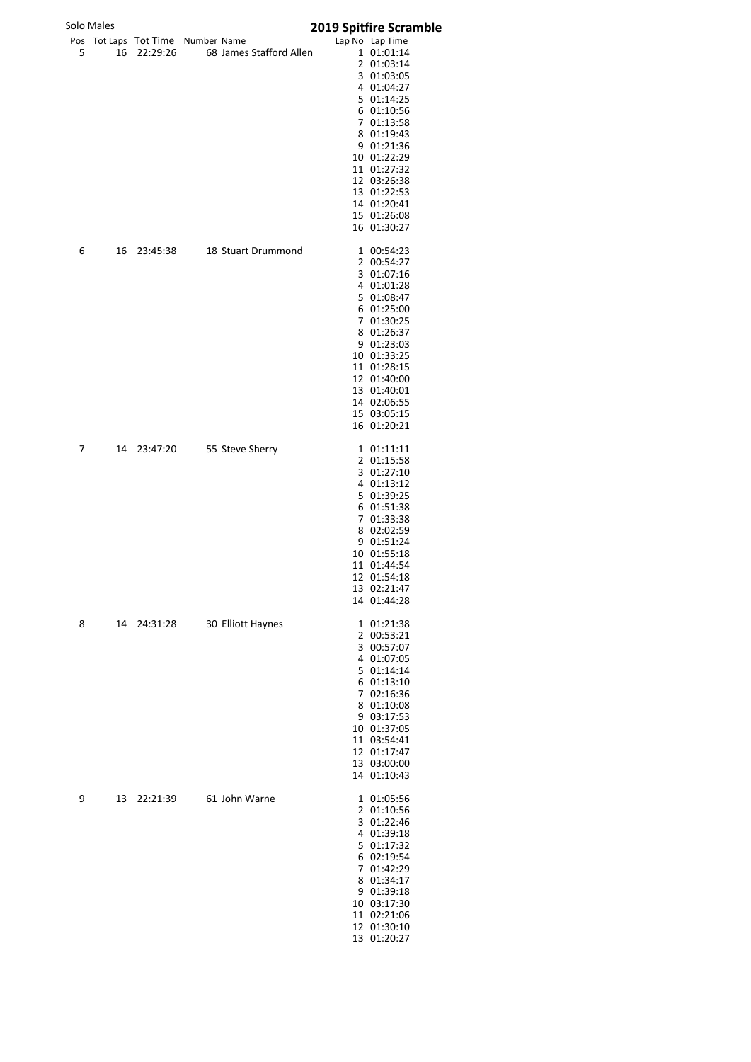Solo Males

# 2019 Spitfire Scramble

| Pos | Tot Laps | Tot Time | Number | Name | Lap No | Lap Time |
|---|---|---|---|---|---|---|
| 5 | 16 | 22:29:26 | 68 | James Stafford Allen | 1 | 01:01:14 |
| | | | | | 2 | 01:03:14 |
| | | | | | 3 | 01:03:05 |
| | | | | | 4 | 01:04:27 |
| | | | | | 5 | 01:14:25 |
| | | | | | 6 | 01:10:56 |
| | | | | | 7 | 01:13:58 |
| | | | | | 8 | 01:19:43 |
| | | | | | 9 | 01:21:36 |
| | | | | | 10 | 01:22:29 |
| | | | | | 11 | 01:27:32 |
| | | | | | 12 | 03:26:38 |
| | | | | | 13 | 01:22:53 |
| | | | | | 14 | 01:20:41 |
| | | | | | 15 | 01:26:08 |
| | | | | | 16 | 01:30:27 |
| 6 | 16 | 23:45:38 | 18 | Stuart Drummond | 1 | 00:54:23 |
| | | | | | 2 | 00:54:27 |
| | | | | | 3 | 01:07:16 |
| | | | | | 4 | 01:01:28 |
| | | | | | 5 | 01:08:47 |
| | | | | | 6 | 01:25:00 |
| | | | | | 7 | 01:30:25 |
| | | | | | 8 | 01:26:37 |
| | | | | | 9 | 01:23:03 |
| | | | | | 10 | 01:33:25 |
| | | | | | 11 | 01:28:15 |
| | | | | | 12 | 01:40:00 |
| | | | | | 13 | 01:40:01 |
| | | | | | 14 | 02:06:55 |
| | | | | | 15 | 03:05:15 |
| | | | | | 16 | 01:20:21 |
| 7 | 14 | 23:47:20 | 55 | Steve Sherry | 1 | 01:11:11 |
| | | | | | 2 | 01:15:58 |
| | | | | | 3 | 01:27:10 |
| | | | | | 4 | 01:13:12 |
| | | | | | 5 | 01:39:25 |
| | | | | | 6 | 01:51:38 |
| | | | | | 7 | 01:33:38 |
| | | | | | 8 | 02:02:59 |
| | | | | | 9 | 01:51:24 |
| | | | | | 10 | 01:55:18 |
| | | | | | 11 | 01:44:54 |
| | | | | | 12 | 01:54:18 |
| | | | | | 13 | 02:21:47 |
| | | | | | 14 | 01:44:28 |
| 8 | 14 | 24:31:28 | 30 | Elliott Haynes | 1 | 01:21:38 |
| | | | | | 2 | 00:53:21 |
| | | | | | 3 | 00:57:07 |
| | | | | | 4 | 01:07:05 |
| | | | | | 5 | 01:14:14 |
| | | | | | 6 | 01:13:10 |
| | | | | | 7 | 02:16:36 |
| | | | | | 8 | 01:10:08 |
| | | | | | 9 | 03:17:53 |
| | | | | | 10 | 01:37:05 |
| | | | | | 11 | 03:54:41 |
| | | | | | 12 | 01:17:47 |
| | | | | | 13 | 03:00:00 |
| | | | | | 14 | 01:10:43 |
| 9 | 13 | 22:21:39 | 61 | John Warne | 1 | 01:05:56 |
| | | | | | 2 | 01:10:56 |
| | | | | | 3 | 01:22:46 |
| | | | | | 4 | 01:39:18 |
| | | | | | 5 | 01:17:32 |
| | | | | | 6 | 02:19:54 |
| | | | | | 7 | 01:42:29 |
| | | | | | 8 | 01:34:17 |
| | | | | | 9 | 01:39:18 |
| | | | | | 10 | 03:17:30 |
| | | | | | 11 | 02:21:06 |
| | | | | | 12 | 01:30:10 |
| | | | | | 13 | 01:20:27 |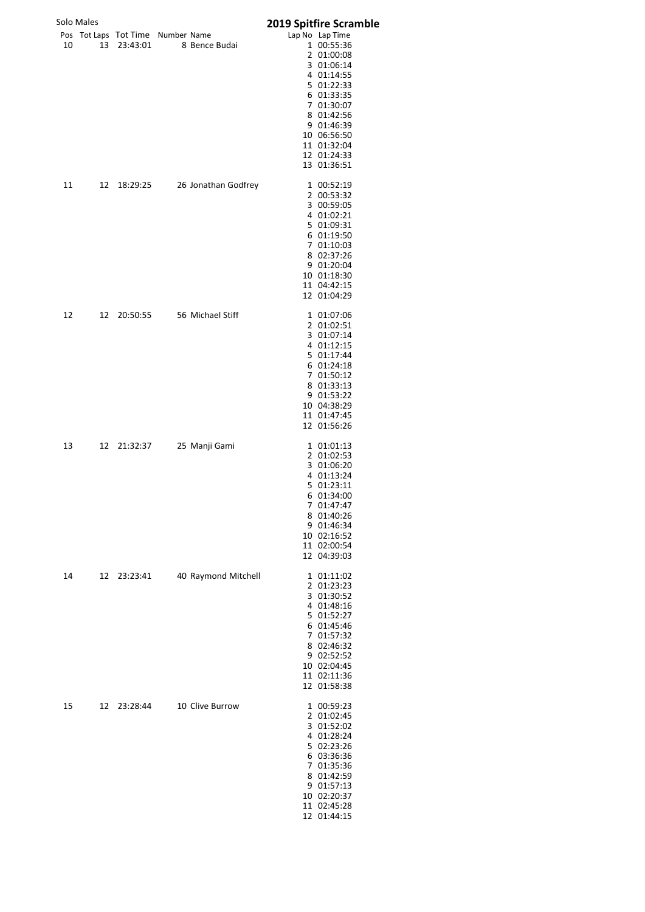Solo Males

# 2019 Spitfire Scramble

| Pos | Tot Laps | Tot Time | Number | Name | Lap No | Lap Time |
|---|---|---|---|---|---|---|
| 10 | 13 | 23:43:01 | 8 | Bence Budai | 1 | 00:55:36 |
| | | | | | 2 | 01:00:08 |
| | | | | | 3 | 01:06:14 |
| | | | | | 4 | 01:14:55 |
| | | | | | 5 | 01:22:33 |
| | | | | | 6 | 01:33:35 |
| | | | | | 7 | 01:30:07 |
| | | | | | 8 | 01:42:56 |
| | | | | | 9 | 01:46:39 |
| | | | | | 10 | 06:56:50 |
| | | | | | 11 | 01:32:04 |
| | | | | | 12 | 01:24:33 |
| | | | | | 13 | 01:36:51 |
| 11 | 12 | 18:29:25 | 26 | Jonathan Godfrey | 1 | 00:52:19 |
| | | | | | 2 | 00:53:32 |
| | | | | | 3 | 00:59:05 |
| | | | | | 4 | 01:02:21 |
| | | | | | 5 | 01:09:31 |
| | | | | | 6 | 01:19:50 |
| | | | | | 7 | 01:10:03 |
| | | | | | 8 | 02:37:26 |
| | | | | | 9 | 01:20:04 |
| | | | | | 10 | 01:18:30 |
| | | | | | 11 | 04:42:15 |
| | | | | | 12 | 01:04:29 |
| 12 | 12 | 20:50:55 | 56 | Michael Stiff | 1 | 01:07:06 |
| | | | | | 2 | 01:02:51 |
| | | | | | 3 | 01:07:14 |
| | | | | | 4 | 01:12:15 |
| | | | | | 5 | 01:17:44 |
| | | | | | 6 | 01:24:18 |
| | | | | | 7 | 01:50:12 |
| | | | | | 8 | 01:33:13 |
| | | | | | 9 | 01:53:22 |
| | | | | | 10 | 04:38:29 |
| | | | | | 11 | 01:47:45 |
| | | | | | 12 | 01:56:26 |
| 13 | 12 | 21:32:37 | 25 | Manji Gami | 1 | 01:01:13 |
| | | | | | 2 | 01:02:53 |
| | | | | | 3 | 01:06:20 |
| | | | | | 4 | 01:13:24 |
| | | | | | 5 | 01:23:11 |
| | | | | | 6 | 01:34:00 |
| | | | | | 7 | 01:47:47 |
| | | | | | 8 | 01:40:26 |
| | | | | | 9 | 01:46:34 |
| | | | | | 10 | 02:16:52 |
| | | | | | 11 | 02:00:54 |
| | | | | | 12 | 04:39:03 |
| 14 | 12 | 23:23:41 | 40 | Raymond Mitchell | 1 | 01:11:02 |
| | | | | | 2 | 01:23:23 |
| | | | | | 3 | 01:30:52 |
| | | | | | 4 | 01:48:16 |
| | | | | | 5 | 01:52:27 |
| | | | | | 6 | 01:45:46 |
| | | | | | 7 | 01:57:32 |
| | | | | | 8 | 02:46:32 |
| | | | | | 9 | 02:52:52 |
| | | | | | 10 | 02:04:45 |
| | | | | | 11 | 02:11:36 |
| | | | | | 12 | 01:58:38 |
| 15 | 12 | 23:28:44 | 10 | Clive Burrow | 1 | 00:59:23 |
| | | | | | 2 | 01:02:45 |
| | | | | | 3 | 01:52:02 |
| | | | | | 4 | 01:28:24 |
| | | | | | 5 | 02:23:26 |
| | | | | | 6 | 03:36:36 |
| | | | | | 7 | 01:35:36 |
| | | | | | 8 | 01:42:59 |
| | | | | | 9 | 01:57:13 |
| | | | | | 10 | 02:20:37 |
| | | | | | 11 | 02:45:28 |
| | | | | | 12 | 01:44:15 |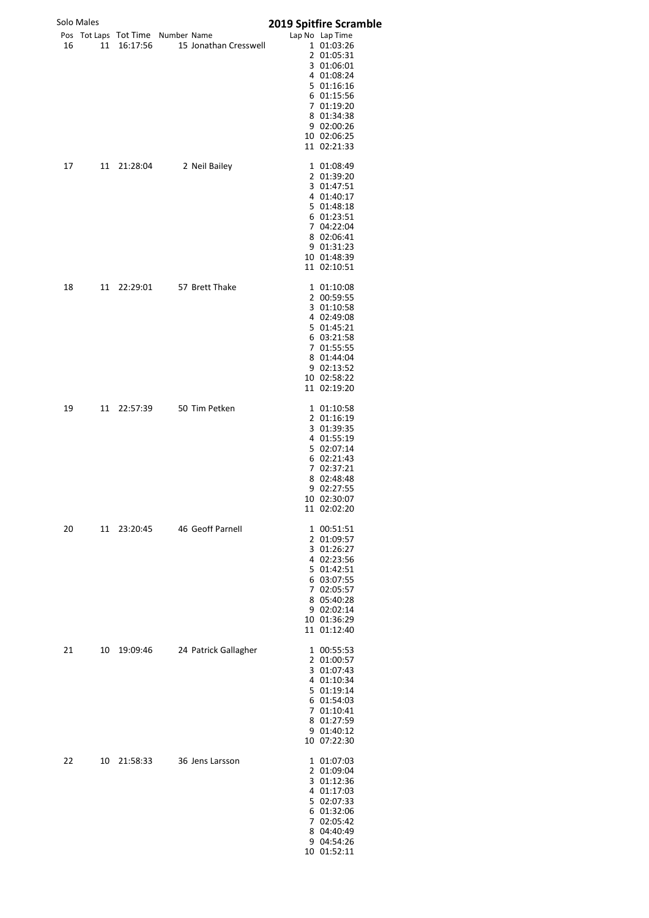Solo Males

## 2019 Spitfire Scramble

| Pos | Tot Laps | Tot Time | Number | Name | Lap No | Lap Time |
|---|---|---|---|---|---|---|
| 16 | 11 | 16:17:56 | 15 | Jonathan Cresswell | 1 | 01:03:26 |
| | | | | | 2 | 01:05:31 |
| | | | | | 3 | 01:06:01 |
| | | | | | 4 | 01:08:24 |
| | | | | | 5 | 01:16:16 |
| | | | | | 6 | 01:15:56 |
| | | | | | 7 | 01:19:20 |
| | | | | | 8 | 01:34:38 |
| | | | | | 9 | 02:00:26 |
| | | | | | 10 | 02:06:25 |
| | | | | | 11 | 02:21:33 |
| 17 | 11 | 21:28:04 | 2 | Neil Bailey | 1 | 01:08:49 |
| | | | | | 2 | 01:39:20 |
| | | | | | 3 | 01:47:51 |
| | | | | | 4 | 01:40:17 |
| | | | | | 5 | 01:48:18 |
| | | | | | 6 | 01:23:51 |
| | | | | | 7 | 04:22:04 |
| | | | | | 8 | 02:06:41 |
| | | | | | 9 | 01:31:23 |
| | | | | | 10 | 01:48:39 |
| | | | | | 11 | 02:10:51 |
| 18 | 11 | 22:29:01 | 57 | Brett Thake | 1 | 01:10:08 |
| | | | | | 2 | 00:59:55 |
| | | | | | 3 | 01:10:58 |
| | | | | | 4 | 02:49:08 |
| | | | | | 5 | 01:45:21 |
| | | | | | 6 | 03:21:58 |
| | | | | | 7 | 01:55:55 |
| | | | | | 8 | 01:44:04 |
| | | | | | 9 | 02:13:52 |
| | | | | | 10 | 02:58:22 |
| | | | | | 11 | 02:19:20 |
| 19 | 11 | 22:57:39 | 50 | Tim Petken | 1 | 01:10:58 |
| | | | | | 2 | 01:16:19 |
| | | | | | 3 | 01:39:35 |
| | | | | | 4 | 01:55:19 |
| | | | | | 5 | 02:07:14 |
| | | | | | 6 | 02:21:43 |
| | | | | | 7 | 02:37:21 |
| | | | | | 8 | 02:48:48 |
| | | | | | 9 | 02:27:55 |
| | | | | | 10 | 02:30:07 |
| | | | | | 11 | 02:02:20 |
| 20 | 11 | 23:20:45 | 46 | Geoff Parnell | 1 | 00:51:51 |
| | | | | | 2 | 01:09:57 |
| | | | | | 3 | 01:26:27 |
| | | | | | 4 | 02:23:56 |
| | | | | | 5 | 01:42:51 |
| | | | | | 6 | 03:07:55 |
| | | | | | 7 | 02:05:57 |
| | | | | | 8 | 05:40:28 |
| | | | | | 9 | 02:02:14 |
| | | | | | 10 | 01:36:29 |
| | | | | | 11 | 01:12:40 |
| 21 | 10 | 19:09:46 | 24 | Patrick Gallagher | 1 | 00:55:53 |
| | | | | | 2 | 01:00:57 |
| | | | | | 3 | 01:07:43 |
| | | | | | 4 | 01:10:34 |
| | | | | | 5 | 01:19:14 |
| | | | | | 6 | 01:54:03 |
| | | | | | 7 | 01:10:41 |
| | | | | | 8 | 01:27:59 |
| | | | | | 9 | 01:40:12 |
| | | | | | 10 | 07:22:30 |
| 22 | 10 | 21:58:33 | 36 | Jens Larsson | 1 | 01:07:03 |
| | | | | | 2 | 01:09:04 |
| | | | | | 3 | 01:12:36 |
| | | | | | 4 | 01:17:03 |
| | | | | | 5 | 02:07:33 |
| | | | | | 6 | 01:32:06 |
| | | | | | 7 | 02:05:42 |
| | | | | | 8 | 04:40:49 |
| | | | | | 9 | 04:54:26 |
| | | | | | 10 | 01:52:11 |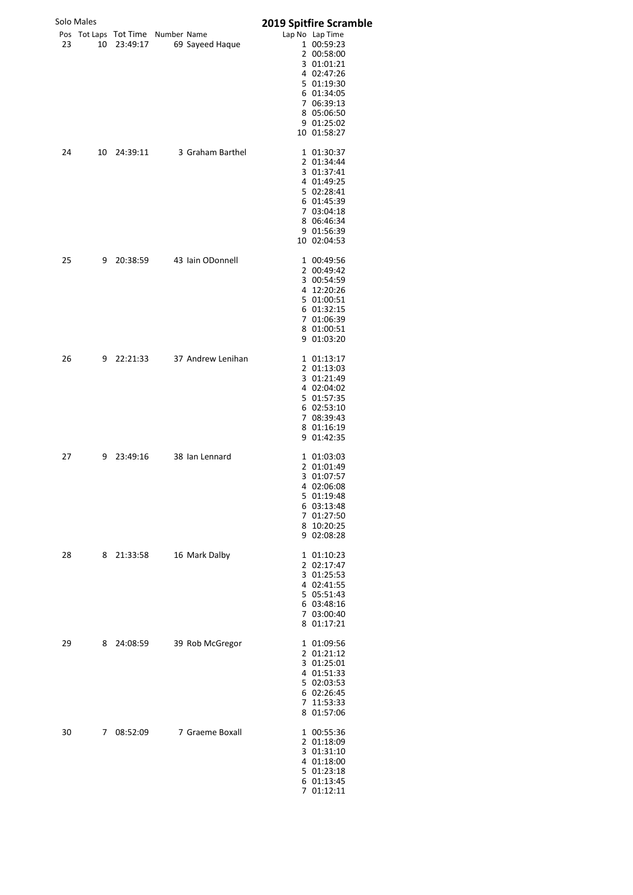Solo Males

## 2019 Spitfire Scramble

| Pos | Tot Laps | Tot Time | Number | Name | Lap No | Lap Time |
|---|---|---|---|---|---|---|
| 23 | 10 | 23:49:17 | 69 | Sayeed Haque | 1 | 00:59:23 |
| | | | | | 2 | 00:58:00 |
| | | | | | 3 | 01:01:21 |
| | | | | | 4 | 02:47:26 |
| | | | | | 5 | 01:19:30 |
| | | | | | 6 | 01:34:05 |
| | | | | | 7 | 06:39:13 |
| | | | | | 8 | 05:06:50 |
| | | | | | 9 | 01:25:02 |
| | | | | | 10 | 01:58:27 |
| 24 | 10 | 24:39:11 | 3 | Graham Barthel | 1 | 01:30:37 |
| | | | | | 2 | 01:34:44 |
| | | | | | 3 | 01:37:41 |
| | | | | | 4 | 01:49:25 |
| | | | | | 5 | 02:28:41 |
| | | | | | 6 | 01:45:39 |
| | | | | | 7 | 03:04:18 |
| | | | | | 8 | 06:46:34 |
| | | | | | 9 | 01:56:39 |
| | | | | | 10 | 02:04:53 |
| 25 | 9 | 20:38:59 | 43 | Iain ODonnell | 1 | 00:49:56 |
| | | | | | 2 | 00:49:42 |
| | | | | | 3 | 00:54:59 |
| | | | | | 4 | 12:20:26 |
| | | | | | 5 | 01:00:51 |
| | | | | | 6 | 01:32:15 |
| | | | | | 7 | 01:06:39 |
| | | | | | 8 | 01:00:51 |
| | | | | | 9 | 01:03:20 |
| 26 | 9 | 22:21:33 | 37 | Andrew Lenihan | 1 | 01:13:17 |
| | | | | | 2 | 01:13:03 |
| | | | | | 3 | 01:21:49 |
| | | | | | 4 | 02:04:02 |
| | | | | | 5 | 01:57:35 |
| | | | | | 6 | 02:53:10 |
| | | | | | 7 | 08:39:43 |
| | | | | | 8 | 01:16:19 |
| | | | | | 9 | 01:42:35 |
| 27 | 9 | 23:49:16 | 38 | Ian Lennard | 1 | 01:03:03 |
| | | | | | 2 | 01:01:49 |
| | | | | | 3 | 01:07:57 |
| | | | | | 4 | 02:06:08 |
| | | | | | 5 | 01:19:48 |
| | | | | | 6 | 03:13:48 |
| | | | | | 7 | 01:27:50 |
| | | | | | 8 | 10:20:25 |
| | | | | | 9 | 02:08:28 |
| 28 | 8 | 21:33:58 | 16 | Mark Dalby | 1 | 01:10:23 |
| | | | | | 2 | 02:17:47 |
| | | | | | 3 | 01:25:53 |
| | | | | | 4 | 02:41:55 |
| | | | | | 5 | 05:51:43 |
| | | | | | 6 | 03:48:16 |
| | | | | | 7 | 03:00:40 |
| | | | | | 8 | 01:17:21 |
| 29 | 8 | 24:08:59 | 39 | Rob McGregor | 1 | 01:09:56 |
| | | | | | 2 | 01:21:12 |
| | | | | | 3 | 01:25:01 |
| | | | | | 4 | 01:51:33 |
| | | | | | 5 | 02:03:53 |
| | | | | | 6 | 02:26:45 |
| | | | | | 7 | 11:53:33 |
| | | | | | 8 | 01:57:06 |
| 30 | 7 | 08:52:09 | 7 | Graeme Boxall | 1 | 00:55:36 |
| | | | | | 2 | 01:18:09 |
| | | | | | 3 | 01:31:10 |
| | | | | | 4 | 01:18:00 |
| | | | | | 5 | 01:23:18 |
| | | | | | 6 | 01:13:45 |
| | | | | | 7 | 01:12:11 |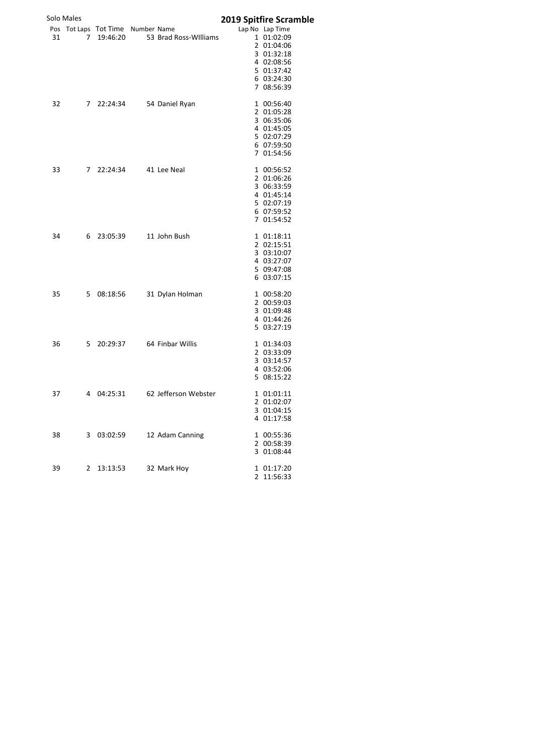Solo Males

## 2019 Spitfire Scramble

| Pos | Tot Laps | Tot Time | Number | Name | Lap No | Lap Time |
|---|---|---|---|---|---|---|
| 31 | 7 | 19:46:20 | 53 | Brad Ross-WIlliams | 1 | 01:02:09 |
| | | | | | 2 | 01:04:06 |
| | | | | | 3 | 01:32:18 |
| | | | | | 4 | 02:08:56 |
| | | | | | 5 | 01:37:42 |
| | | | | | 6 | 03:24:30 |
| | | | | | 7 | 08:56:39 |
| 32 | 7 | 22:24:34 | 54 | Daniel Ryan | 1 | 00:56:40 |
| | | | | | 2 | 01:05:28 |
| | | | | | 3 | 06:35:06 |
| | | | | | 4 | 01:45:05 |
| | | | | | 5 | 02:07:29 |
| | | | | | 6 | 07:59:50 |
| | | | | | 7 | 01:54:56 |
| 33 | 7 | 22:24:34 | 41 | Lee Neal | 1 | 00:56:52 |
| | | | | | 2 | 01:06:26 |
| | | | | | 3 | 06:33:59 |
| | | | | | 4 | 01:45:14 |
| | | | | | 5 | 02:07:19 |
| | | | | | 6 | 07:59:52 |
| | | | | | 7 | 01:54:52 |
| 34 | 6 | 23:05:39 | 11 | John Bush | 1 | 01:18:11 |
| | | | | | 2 | 02:15:51 |
| | | | | | 3 | 03:10:07 |
| | | | | | 4 | 03:27:07 |
| | | | | | 5 | 09:47:08 |
| | | | | | 6 | 03:07:15 |
| 35 | 5 | 08:18:56 | 31 | Dylan Holman | 1 | 00:58:20 |
| | | | | | 2 | 00:59:03 |
| | | | | | 3 | 01:09:48 |
| | | | | | 4 | 01:44:26 |
| | | | | | 5 | 03:27:19 |
| 36 | 5 | 20:29:37 | 64 | Finbar Willis | 1 | 01:34:03 |
| | | | | | 2 | 03:33:09 |
| | | | | | 3 | 03:14:57 |
| | | | | | 4 | 03:52:06 |
| | | | | | 5 | 08:15:22 |
| 37 | 4 | 04:25:31 | 62 | Jefferson Webster | 1 | 01:01:11 |
| | | | | | 2 | 01:02:07 |
| | | | | | 3 | 01:04:15 |
| | | | | | 4 | 01:17:58 |
| 38 | 3 | 03:02:59 | 12 | Adam Canning | 1 | 00:55:36 |
| | | | | | 2 | 00:58:39 |
| | | | | | 3 | 01:08:44 |
| 39 | 2 | 13:13:53 | 32 | Mark Hoy | 1 | 01:17:20 |
| | | | | | 2 | 11:56:33 |